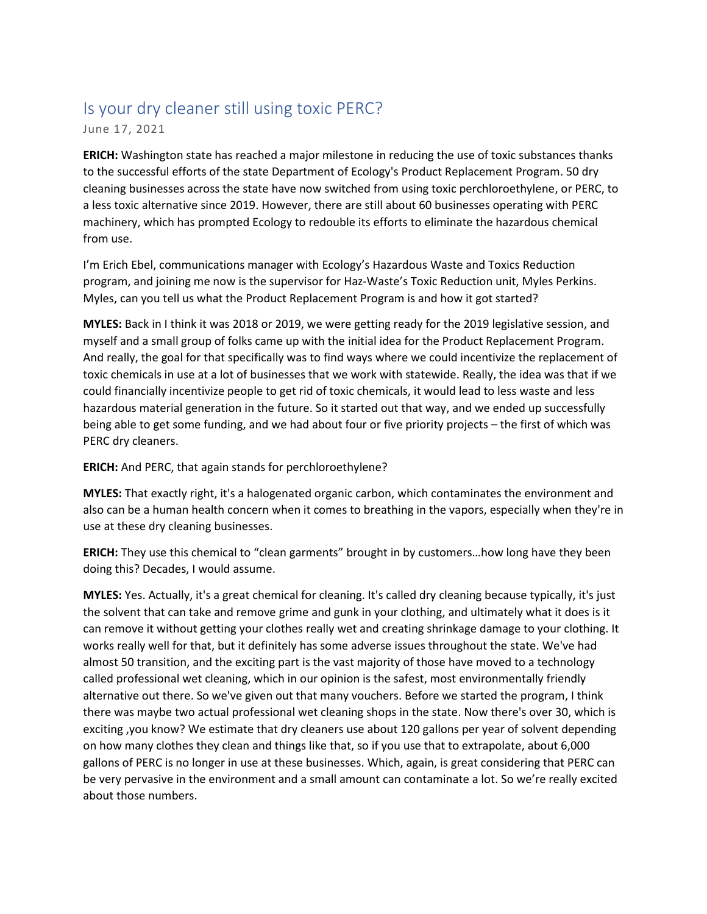# Is your dry cleaner still using toxic PERC?

June 17, 2021

**ERICH:** Washington state has reached a major milestone in reducing the use of toxic substances thanks to the successful efforts of the state Department of Ecology's Product Replacement Program. 50 dry cleaning businesses across the state have now switched from using toxic perchloroethylene, or PERC, to a less toxic alternative since 2019. However, there are still about 60 businesses operating with PERC machinery, which has prompted Ecology to redouble its efforts to eliminate the hazardous chemical from use.

I'm Erich Ebel, communications manager with Ecology's Hazardous Waste and Toxics Reduction program, and joining me now is the supervisor for Haz-Waste's Toxic Reduction unit, Myles Perkins. Myles, can you tell us what the Product Replacement Program is and how it got started?

**MYLES:** Back in I think it was 2018 or 2019, we were getting ready for the 2019 legislative session, and myself and a small group of folks came up with the initial idea for the Product Replacement Program. And really, the goal for that specifically was to find ways where we could incentivize the replacement of toxic chemicals in use at a lot of businesses that we work with statewide. Really, the idea was that if we could financially incentivize people to get rid of toxic chemicals, it would lead to less waste and less hazardous material generation in the future. So it started out that way, and we ended up successfully being able to get some funding, and we had about four or five priority projects – the first of which was PERC dry cleaners.

**ERICH:** And PERC, that again stands for perchloroethylene?

**MYLES:** That exactly right, it's a halogenated organic carbon, which contaminates the environment and also can be a human health concern when it comes to breathing in the vapors, especially when they're in use at these dry cleaning businesses.

**ERICH:** They use this chemical to "clean garments" brought in by customers…how long have they been doing this? Decades, I would assume.

**MYLES:** Yes. Actually, it's a great chemical for cleaning. It's called dry cleaning because typically, it's just the solvent that can take and remove grime and gunk in your clothing, and ultimately what it does is it can remove it without getting your clothes really wet and creating shrinkage damage to your clothing. It works really well for that, but it definitely has some adverse issues throughout the state. We've had almost 50 transition, and the exciting part is the vast majority of those have moved to a technology called professional wet cleaning, which in our opinion is the safest, most environmentally friendly alternative out there. So we've given out that many vouchers. Before we started the program, I think there was maybe two actual professional wet cleaning shops in the state. Now there's over 30, which is exciting ,you know? We estimate that dry cleaners use about 120 gallons per year of solvent depending on how many clothes they clean and things like that, so if you use that to extrapolate, about 6,000 gallons of PERC is no longer in use at these businesses. Which, again, is great considering that PERC can be very pervasive in the environment and a small amount can contaminate a lot. So we're really excited about those numbers.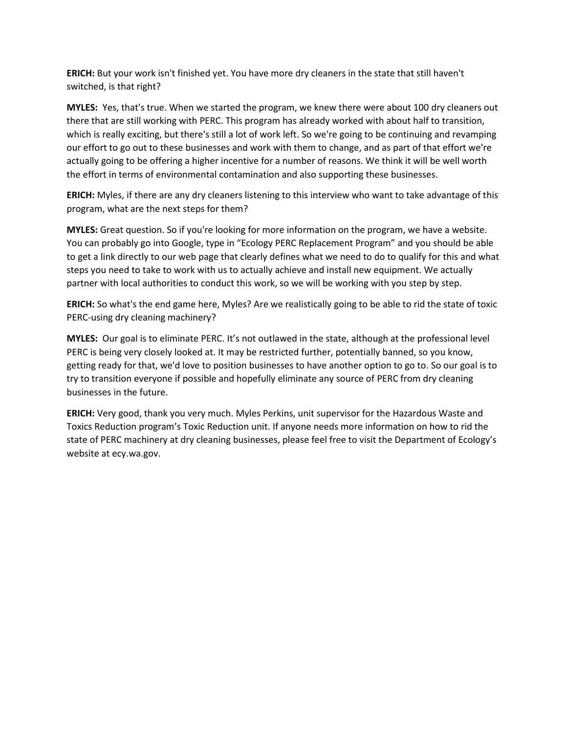**ERICH:** But your work isn't finished yet. You have more dry cleaners in the state that still haven't switched, is that right?

**MYLES:** Yes, that's true. When we started the program, we knew there were about 100 dry cleaners out there that are still working with PERC. This program has already worked with about half to transition, which is really exciting, but there's still a lot of work left. So we're going to be continuing and revamping our effort to go out to these businesses and work with them to change, and as part of that effort we're actually going to be offering a higher incentive for a number of reasons. We think it will be well worth the effort in terms of environmental contamination and also supporting these businesses.

**ERICH:** Myles, if there are any dry cleaners listening to this interview who want to take advantage of this program, what are the next steps for them?

**MYLES:** Great question. So if you're looking for more information on the program, we have a website. You can probably go into Google, type in "Ecology PERC Replacement Program" and you should be able to get a link directly to our web page that clearly defines what we need to do to qualify for this and what steps you need to take to work with us to actually achieve and install new equipment. We actually partner with local authorities to conduct this work, so we will be working with you step by step.

**ERICH:** So what's the end game here, Myles? Are we realistically going to be able to rid the state of toxic PERC-using dry cleaning machinery?

**MYLES:** Our goal is to eliminate PERC. It's not outlawed in the state, although at the professional level PERC is being very closely looked at. It may be restricted further, potentially banned, so you know, getting ready for that, we'd love to position businesses to have another option to go to. So our goal is to try to transition everyone if possible and hopefully eliminate any source of PERC from dry cleaning businesses in the future.

**ERICH:** Very good, thank you very much. Myles Perkins, unit supervisor for the Hazardous Waste and Toxics Reduction program's Toxic Reduction unit. If anyone needs more information on how to rid the state of PERC machinery at dry cleaning businesses, please feel free to visit the Department of Ecology's website at ecy.wa.gov.